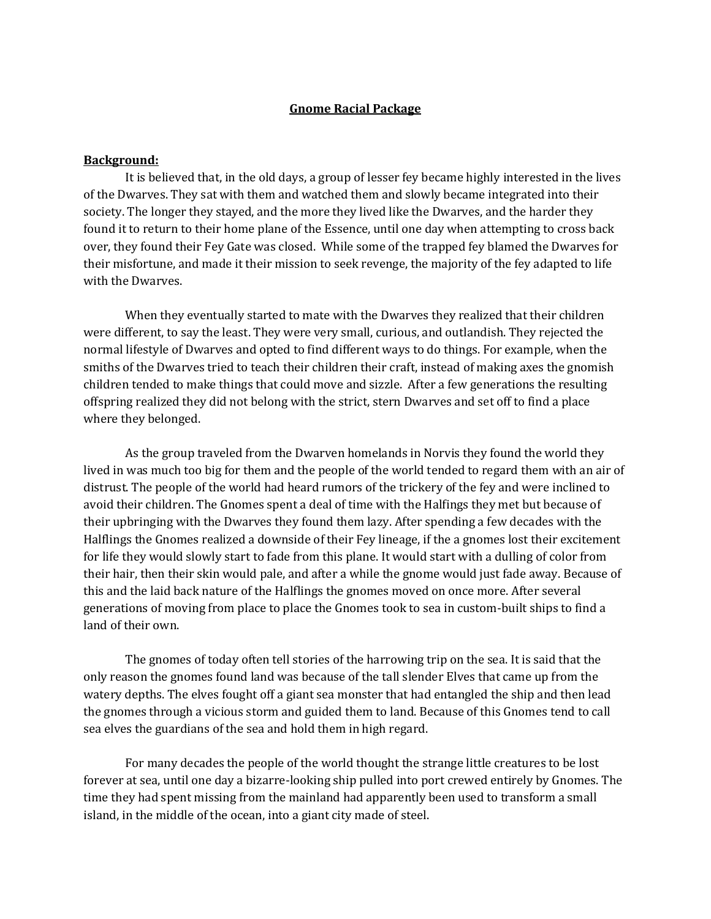# Gnome Racial Package

## Background:

It is believed that, in the old days, a group of lesser fey became highly interested in the lives of the Dwarves. They sat with them and watched them and slowly became integrated into their society. The longer they stayed, and the more they lived like the Dwarves, and the harder they found it to return to their home plane of the Essence, until one day when attempting to cross back over, they found their Fey Gate was closed. While some of the trapped fey blamed the Dwarves for their misfortune, and made it their mission to seek revenge, the majority of the fey adapted to life with the Dwarves.

When they eventually started to mate with the Dwarves they realized that their children were different, to say the least. They were very small, curious, and outlandish. They rejected the normal lifestyle of Dwarves and opted to find different ways to do things. For example, when the smiths of the Dwarves tried to teach their children their craft, instead of making axes the gnomish children tended to make things that could move and sizzle. After a few generations the resulting offspring realized they did not belong with the strict, stern Dwarves and set off to find a place where they belonged.

As the group traveled from the Dwarven homelands in Norvis they found the world they lived in was much too big for them and the people of the world tended to regard them with an air of distrust. The people of the world had heard rumors of the trickery of the fey and were inclined to avoid their children. The Gnomes spent a deal of time with the Halfings they met but because of their upbringing with the Dwarves they found them lazy. After spending a few decades with the Halflings the Gnomes realized a downside of their Fey lineage, if the a gnomes lost their excitement for life they would slowly start to fade from this plane. It would start with a dulling of color from their hair, then their skin would pale, and after a while the gnome would just fade away. Because of this and the laid back nature of the Halflings the gnomes moved on once more. After several generations of moving from place to place the Gnomes took to sea in custom-built ships to find a land of their own.

The gnomes of today often tell stories of the harrowing trip on the sea. It is said that the only reason the gnomes found land was because of the tall slender Elves that came up from the watery depths. The elves fought off a giant sea monster that had entangled the ship and then lead the gnomes through a vicious storm and guided them to land. Because of this Gnomes tend to call sea elves the guardians of the sea and hold them in high regard.

For many decades the people of the world thought the strange little creatures to be lost forever at sea, until one day a bizarre-looking ship pulled into port crewed entirely by Gnomes. The time they had spent missing from the mainland had apparently been used to transform a small island, in the middle of the ocean, into a giant city made of steel.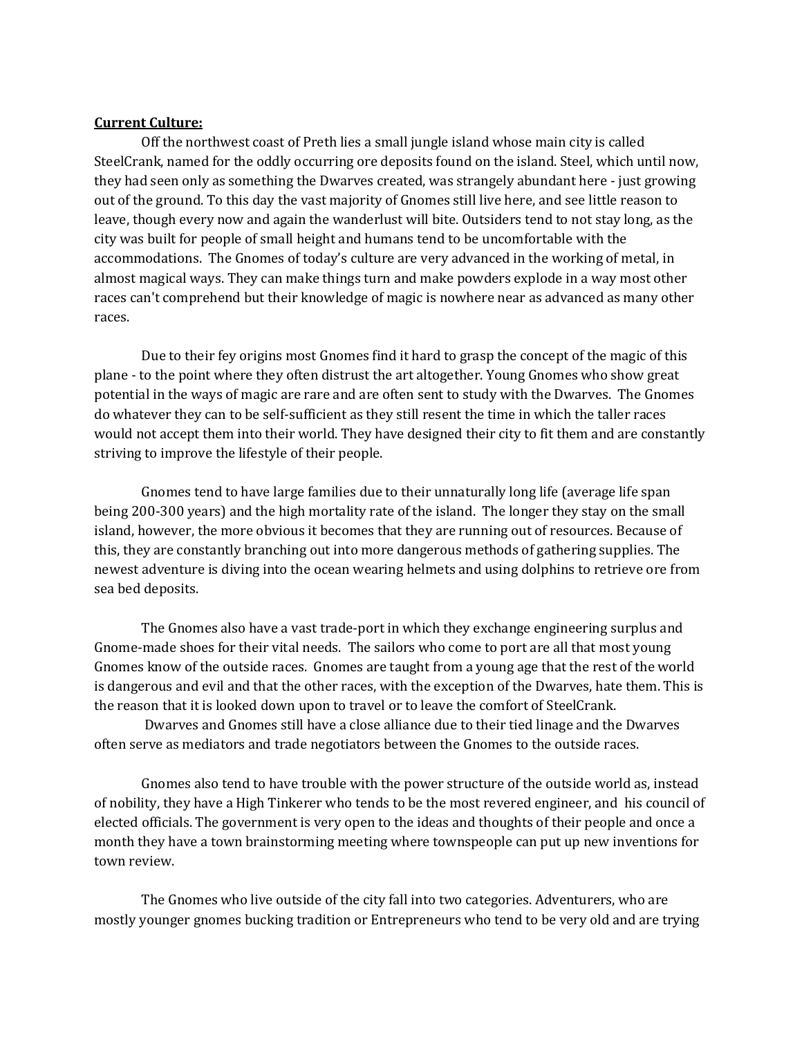**Current Culture:**

Off the northwest coast of Preth lies a small jungle island whose main city is called SteelCrank, named for the oddly occurring ore deposits found on the island. Steel, which until now, they had seen only as something the Dwarves created, was strangely abundant here - just growing out of the ground. To this day the vast majority of Gnomes still live here, and see little reason to leave, though every now and again the wanderlust will bite. Outsiders tend to not stay long, as the city was built for people of small height and humans tend to be uncomfortable with the accommodations. The Gnomes of today's culture are very advanced in the working of metal, in almost magical ways. They can make things turn and make powders explode in a way most other races can't comprehend but their knowledge of magic is nowhere near as advanced as many other races.

Due to their fey origins most Gnomes find it hard to grasp the concept of the magic of this plane - to the point where they often distrust the art altogether. Young Gnomes who show great potential in the ways of magic are rare and are often sent to study with the Dwarves. The Gnomes do whatever they can to be self-sufficient as they still resent the time in which the taller races would not accept them into their world. They have designed their city to fit them and are constantly striving to improve the lifestyle of their people.

Gnomes tend to have large families due to their unnaturally long life (average life span being 200-300 years) and the high mortality rate of the island. The longer they stay on the small island, however, the more obvious it becomes that they are running out of resources. Because of this, they are constantly branching out into more dangerous methods of gathering supplies. The newest adventure is diving into the ocean wearing helmets and using dolphins to retrieve ore from sea bed deposits.

The Gnomes also have a vast trade-port in which they exchange engineering surplus and Gnome-made shoes for their vital needs. The sailors who come to port are all that most young Gnomes know of the outside races. Gnomes are taught from a young age that the rest of the world is dangerous and evil and that the other races, with the exception of the Dwarves, hate them. This is the reason that it is looked down upon to travel or to leave the comfort of SteelCrank.

Dwarves and Gnomes still have a close alliance due to their tied linage and the Dwarves often serve as mediators and trade negotiators between the Gnomes to the outside races.

Gnomes also tend to have trouble with the power structure of the outside world as, instead of nobility, they have a High Tinkerer who tends to be the most revered engineer, and his council of elected officials. The government is very open to the ideas and thoughts of their people and once a month they have a town brainstorming meeting where townspeople can put up new inventions for town review.

The Gnomes who live outside of the city fall into two categories. Adventurers, who are mostly younger gnomes bucking tradition or Entrepreneurs who tend to be very old and are trying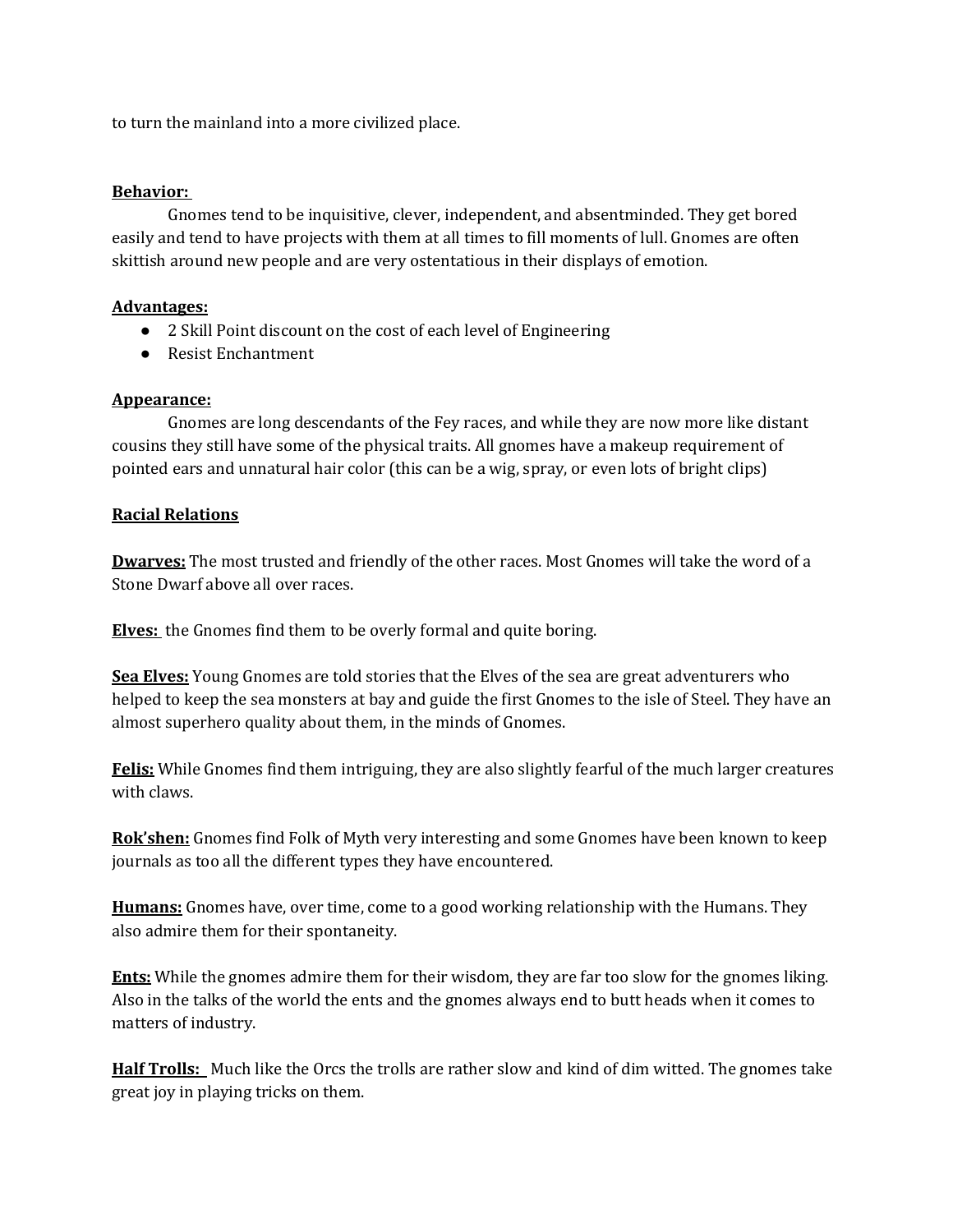to turn the mainland into a more civilized place.

**Behavior:**

Gnomes tend to be inquisitive, clever, independent, and absentminded. They get bored easily and tend to have projects with them at all times to fill moments of lull. Gnomes are often skittish around new people and are very ostentatious in their displays of emotion.

**Advantages:**

- 2 Skill Point discount on the cost of each level of Engineering
- Resist Enchantment

**Appearance:**

Gnomes are long descendants of the Fey races, and while they are now more like distant cousins they still have some of the physical traits. All gnomes have a makeup requirement of pointed ears and unnatural hair color (this can be a wig, spray, or even lots of bright clips)

**Racial Relations**

**Dwarves:** The most trusted and friendly of the other races. Most Gnomes will take the word of a Stone Dwarf above all over races.

**Elves:** the Gnomes find them to be overly formal and quite boring.

**Sea Elves:** Young Gnomes are told stories that the Elves of the sea are great adventurers who helped to keep the sea monsters at bay and guide the first Gnomes to the isle of Steel. They have an almost superhero quality about them, in the minds of Gnomes.

**Felis:** While Gnomes find them intriguing, they are also slightly fearful of the much larger creatures with claws.

**Rok'shen:** Gnomes find Folk of Myth very interesting and some Gnomes have been known to keep journals as too all the different types they have encountered.

**Humans:** Gnomes have, over time, come to a good working relationship with the Humans. They also admire them for their spontaneity.

**Ents:** While the gnomes admire them for their wisdom, they are far too slow for the gnomes liking. Also in the talks of the world the ents and the gnomes always end to butt heads when it comes to matters of industry.

**Half Trolls:** Much like the Orcs the trolls are rather slow and kind of dim witted. The gnomes take great joy in playing tricks on them.